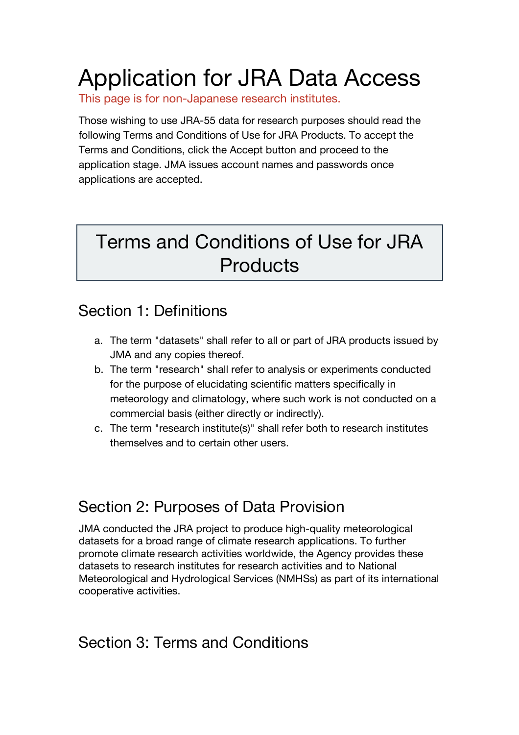# Application for JRA Data Access

This page is for non-Japanese research institutes.

Those wishing to use JRA-55 data for research purposes should read the following Terms and Conditions of Use for JRA Products. To accept the Terms and Conditions, click the Accept button and proceed to the application stage. JMA issues account names and passwords once applications are accepted.

## Terms and Conditions of Use for JRA Products

### Section 1: Definitions

a. The term "datasets" shall refer to all or part of JRA products issued by JMA and any copies thereof.
b. The term "research" shall refer to analysis or experiments conducted for the purpose of elucidating scientific matters specifically in meteorology and climatology, where such work is not conducted on a commercial basis (either directly or indirectly).
c. The term "research institute(s)" shall refer both to research institutes themselves and to certain other users.

### Section 2: Purposes of Data Provision

JMA conducted the JRA project to produce high-quality meteorological datasets for a broad range of climate research applications. To further promote climate research activities worldwide, the Agency provides these datasets to research institutes for research activities and to National Meteorological and Hydrological Services (NMHSs) as part of its international cooperative activities.

### Section 3: Terms and Conditions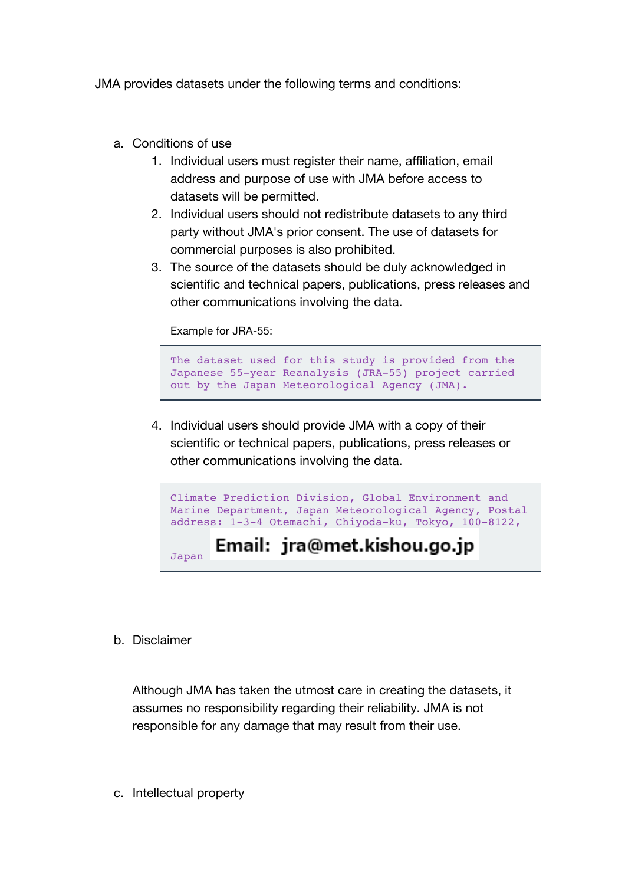JMA provides datasets under the following terms and conditions:

a. Conditions of use
    1. Individual users must register their name, affiliation, email address and purpose of use with JMA before access to datasets will be permitted.
    2. Individual users should not redistribute datasets to any third party without JMA's prior consent. The use of datasets for commercial purposes is also prohibited.
    3. The source of the datasets should be duly acknowledged in scientific and technical papers, publications, press releases and other communications involving the data.

    Example for JRA-55:

    ```
    The dataset used for this study is provided from the
    Japanese 55-year Reanalysis (JRA-55) project carried
    out by the Japan Meteorological Agency (JMA).
    ```

    4. Individual users should provide JMA with a copy of their scientific or technical papers, publications, press releases or other communications involving the data.

    ```
    Climate Prediction Division, Global Environment and
    Marine Department, Japan Meteorological Agency, Postal
    address: 1-3-4 Otemachi, Chiyoda-ku, Tokyo, 100-8122,
    Japan Email: jra@met.kishou.go.jp
    ```

b. Disclaimer

    Although JMA has taken the utmost care in creating the datasets, it assumes no responsibility regarding their reliability. JMA is not responsible for any damage that may result from their use.

c. Intellectual property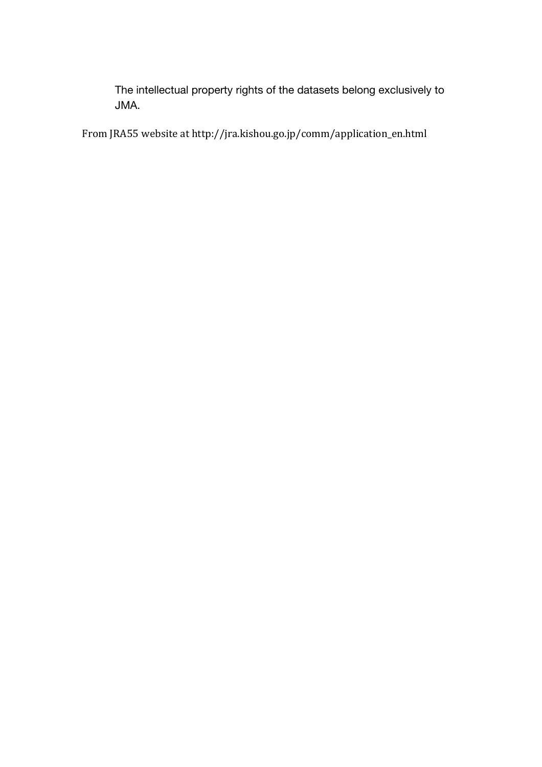> The intellectual property rights of the datasets belong exclusively to JMA.

From JRA55 website at http://jra.kishou.go.jp/comm/application_en.html